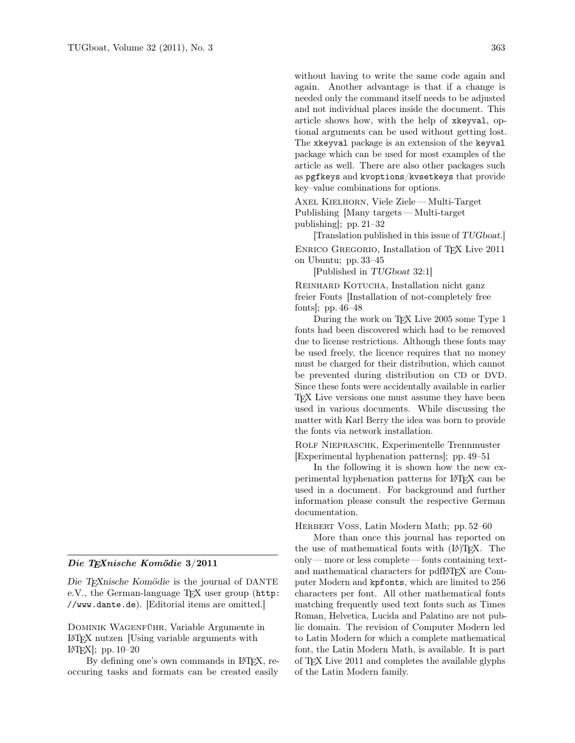## *Die TEXnische Komödie* 3/2011

*Die TEXnische Komödie* is the journal of DANTE e.V., the German-language TEX user group (http://www.dante.de). [Editorial items are omitted.]

Dominik Wagenführ, Variable Argumente in LATEX nutzen [Using variable arguments with LATEX]; pp. 10–20

By defining one's own commands in LATEX, reoccuring tasks and formats can be created easily without having to write the same code again and again. Another advantage is that if a change is needed only the command itself needs to be adjusted and not individual places inside the document. This article shows how, with the help of `xkeyval`, optional arguments can be used without getting lost. The `xkeyval` package is an extension of the `keyval` package which can be used for most examples of the article as well. There are also other packages such as `pgfkeys` and `kvoptions`/`kvsetkeys` that provide key–value combinations for options.

Axel Kielhorn, Viele Ziele — Multi-Target Publishing [Many targets — Multi-target publishing]; pp. 21–32

[Translation published in this issue of *TUGboat*.]

Enrico Gregorio, Installation of TEX Live 2011 on Ubuntu; pp. 33–45

[Published in *TUGboat* 32:1]

Reinhard Kotucha, Installation nicht ganz freier Fonts [Installation of not-completely free fonts]; pp. 46–48

During the work on TEX Live 2005 some Type 1 fonts had been discovered which had to be removed due to license restrictions. Although these fonts may be used freely, the licence requires that no money must be charged for their distribution, which cannot be prevented during distribution on CD or DVD. Since these fonts were accidentally available in earlier TEX Live versions one must assume they have been used in various documents. While discussing the matter with Karl Berry the idea was born to provide the fonts via network installation.

Rolf Niepraschk, Experimentelle Trennmuster [Experimental hyphenation patterns]; pp. 49–51

In the following it is shown how the new experimental hyphenation patterns for LATEX can be used in a document. For background and further information please consult the respective German documentation.

Herbert Voss, Latin Modern Math; pp. 52–60

More than once this journal has reported on the use of mathematical fonts with (LA)TEX. The only — more or less complete — fonts containing text- and mathematical characters for pdfLATEX are Computer Modern and `kpfonts`, which are limited to 256 characters per font. All other mathematical fonts matching frequently used text fonts such as Times Roman, Helvetica, Lucida and Palatino are not public domain. The revision of Computer Modern led to Latin Modern for which a complete mathematical font, the Latin Modern Math, is available. It is part of TEX Live 2011 and completes the available glyphs of the Latin Modern family.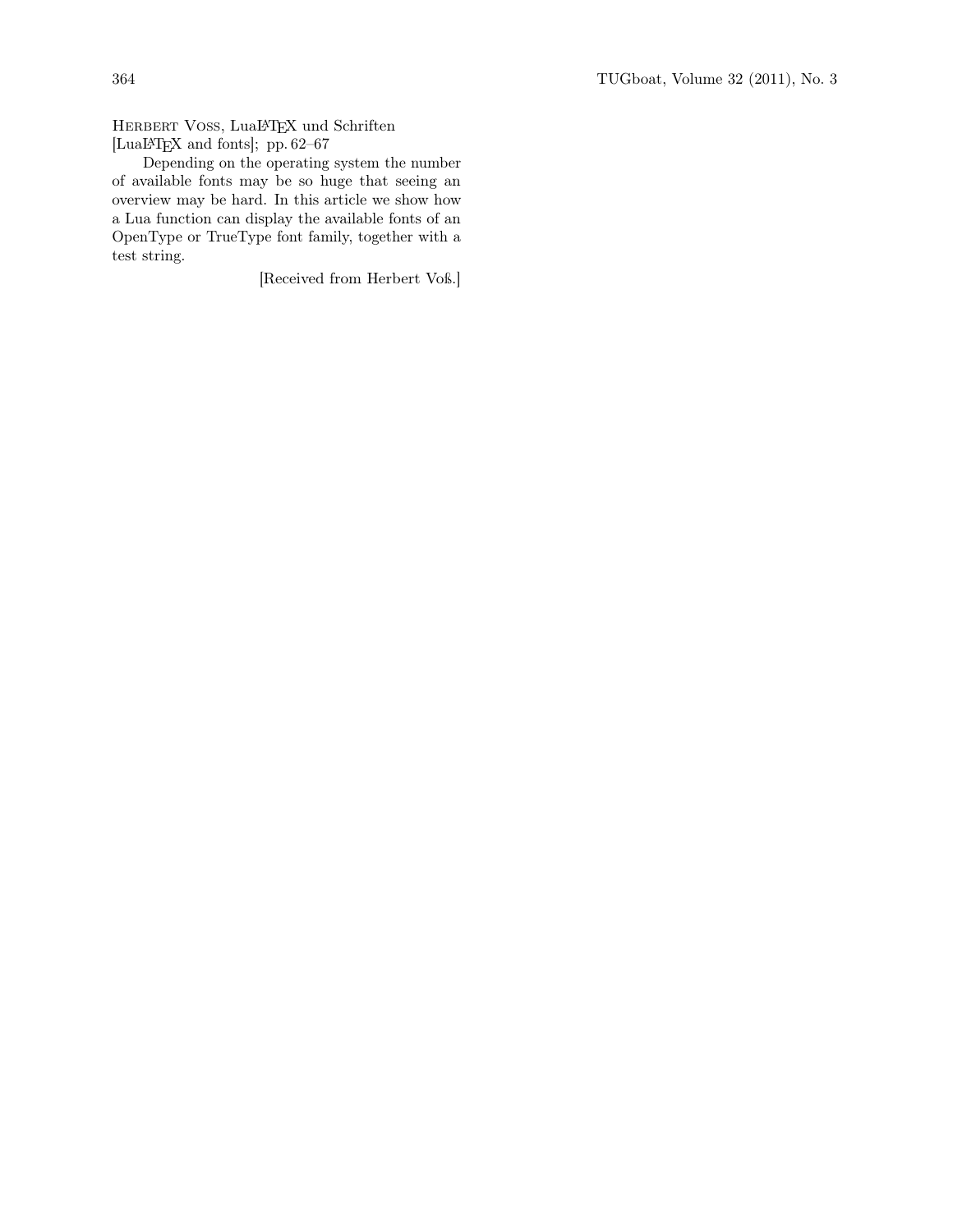Herbert Voss, LuaLaTeX und Schriften [LuaLaTeX and fonts]; pp. 62–67

Depending on the operating system the number of available fonts may be so huge that seeing an overview may be hard. In this article we show how a Lua function can display the available fonts of an OpenType or TrueType font family, together with a test string.

[Received from Herbert Voß.]